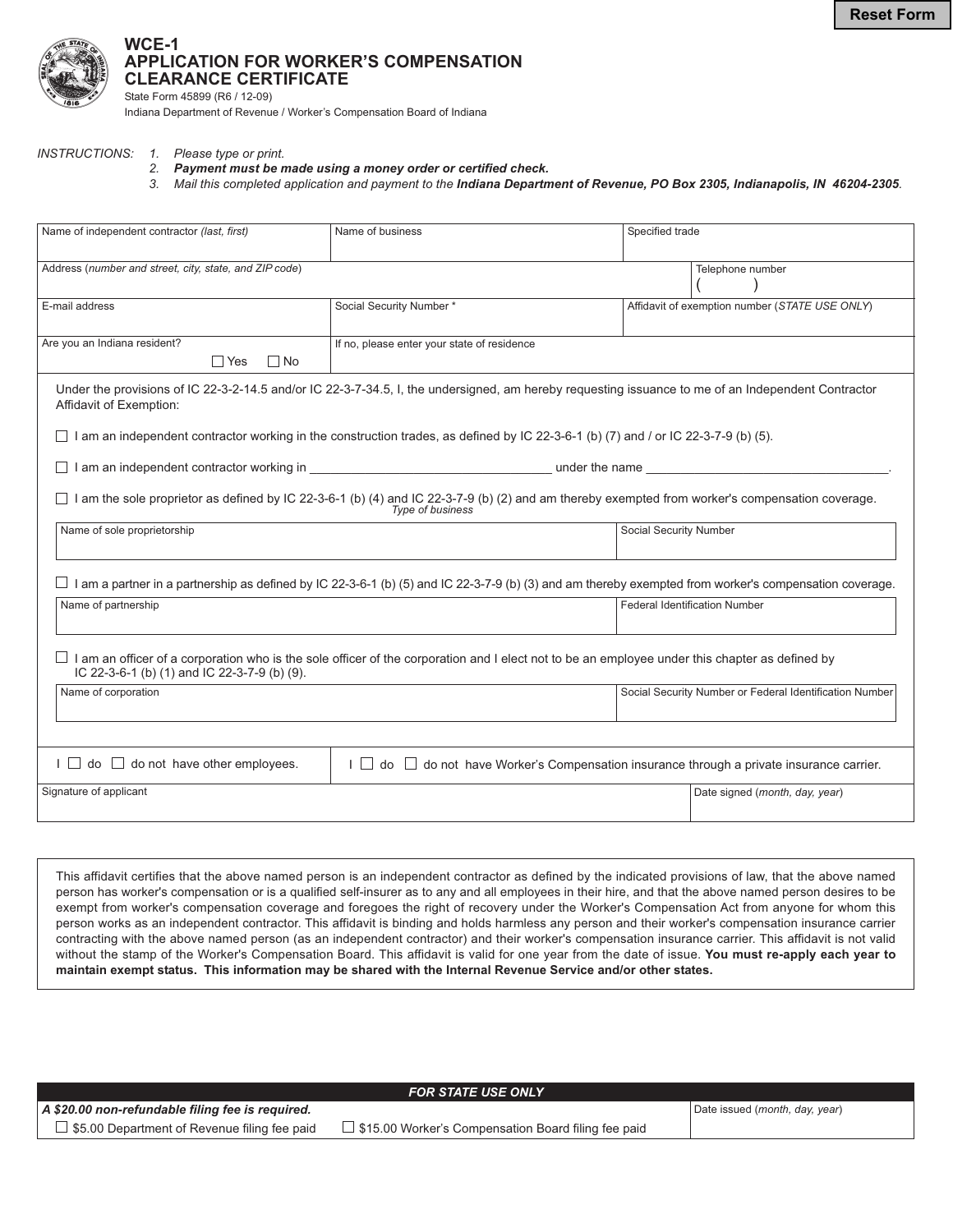Reset Form

# WCE-1
# APPLICATION FOR WORKER'S COMPENSATION CLEARANCE CERTIFICATE

State Form 45899 (R6 / 12-09)
Indiana Department of Revenue / Worker's Compensation Board of Indiana

INSTRUCTIONS:
1. *Please type or print.*
2. ***Payment must be made using a money order or certified check.***
3. *Mail this completed application and payment to the* ***Indiana Department of Revenue, PO Box 2305, Indianapolis, IN 46204-2305****.*

| Name of independent contractor *(last, first)* | Name of business | Specified trade |
|---|---|---|
| Address (*number and street, city, state, and ZIP code*) | | Telephone number ( ) |
| E-mail address | Social Security Number * | Affidavit of exemption number (*STATE USE ONLY*) |
| Are you an Indiana resident? ☐ Yes ☐ No | If no, please enter your state of residence | |

Under the provisions of IC 22-3-2-14.5 and/or IC 22-3-7-34.5, I, the undersigned, am hereby requesting issuance to me of an Independent Contractor Affidavit of Exemption:

☐ I am an independent contractor working in the construction trades, as defined by IC 22-3-6-1 (b) (7) and / or IC 22-3-7-9 (b) (5).

☐ I am an independent contractor working in ______________________ under the name ______________________.
*Type of business*

☐ I am the sole proprietor as defined by IC 22-3-6-1 (b) (4) and IC 22-3-7-9 (b) (2) and am thereby exempted from worker's compensation coverage.

| Name of sole proprietorship | Social Security Number |
|---|---|
| | |

☐ I am a partner in a partnership as defined by IC 22-3-6-1 (b) (5) and IC 22-3-7-9 (b) (3) and am thereby exempted from worker's compensation coverage.

| Name of partnership | Federal Identification Number |
|---|---|
| | |

☐ I am an officer of a corporation who is the sole officer of the corporation and I elect not to be an employee under this chapter as defined by IC 22-3-6-1 (b) (1) and IC 22-3-7-9 (b) (9).

| Name of corporation | Social Security Number or Federal Identification Number |
|---|---|
| | |

| I ☐ do ☐ do not have other employees. | I ☐ do ☐ do not have Worker's Compensation insurance through a private insurance carrier. |
|---|---|
| Signature of applicant | Date signed (*month, day, year*) |

This affidavit certifies that the above named person is an independent contractor as defined by the indicated provisions of law, that the above named person has worker's compensation or is a qualified self-insurer as to any and all employees in their hire, and that the above named person desires to be exempt from worker's compensation coverage and foregoes the right of recovery under the Worker's Compensation Act from anyone for whom this person works as an independent contractor. This affidavit is binding and holds harmless any person and their worker's compensation insurance carrier contracting with the above named person (as an independent contractor) and their worker's compensation insurance carrier. This affidavit is not valid without the stamp of the Worker's Compensation Board. This affidavit is valid for one year from the date of issue. **You must re-apply each year to maintain exempt status. This information may be shared with the Internal Revenue Service and/or other states.**

| *FOR STATE USE ONLY* | |
|---|---|
| ***A $20.00 non-refundable filing fee is required.*** ☐ $5.00 Department of Revenue filing fee paid ☐ $15.00 Worker's Compensation Board filing fee paid | Date issued (*month, day, year*) |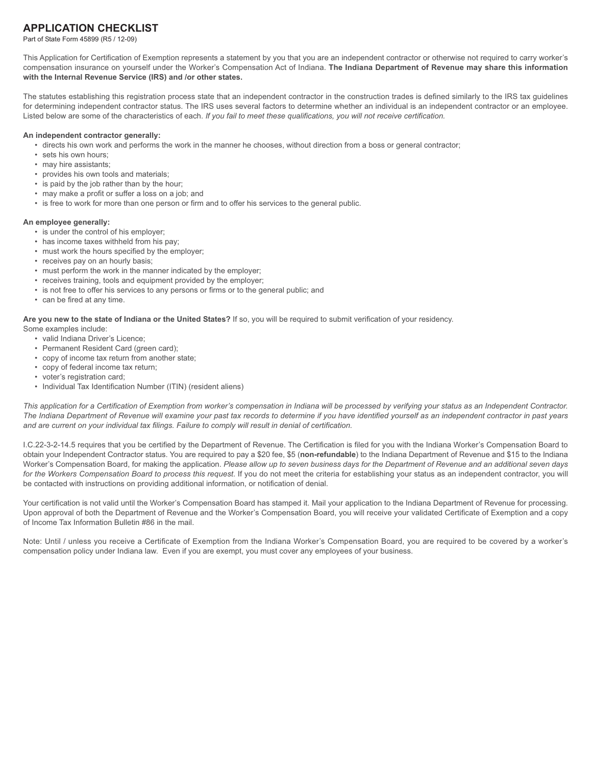# APPLICATION CHECKLIST

Part of State Form 45899 (R5 / 12-09)

This Application for Certification of Exemption represents a statement by you that you are an independent contractor or otherwise not required to carry worker's compensation insurance on yourself under the Worker's Compensation Act of Indiana. **The Indiana Department of Revenue may share this information with the Internal Revenue Service (IRS) and /or other states.**

The statutes establishing this registration process state that an independent contractor in the construction trades is defined similarly to the IRS tax guidelines for determining independent contractor status. The IRS uses several factors to determine whether an individual is an independent contractor or an employee. Listed below are some of the characteristics of each. *If you fail to meet these qualifications, you will not receive certification.*

**An independent contractor generally:**

- directs his own work and performs the work in the manner he chooses, without direction from a boss or general contractor;
- sets his own hours;
- may hire assistants;
- provides his own tools and materials;
- is paid by the job rather than by the hour;
- may make a profit or suffer a loss on a job; and
- is free to work for more than one person or firm and to offer his services to the general public.

**An employee generally:**

- is under the control of his employer;
- has income taxes withheld from his pay;
- must work the hours specified by the employer;
- receives pay on an hourly basis;
- must perform the work in the manner indicated by the employer;
- receives training, tools and equipment provided by the employer;
- is not free to offer his services to any persons or firms or to the general public; and
- can be fired at any time.

**Are you new to the state of Indiana or the United States?** If so, you will be required to submit verification of your residency.
Some examples include:

- valid Indiana Driver's Licence;
- Permanent Resident Card (green card);
- copy of income tax return from another state;
- copy of federal income tax return;
- voter's registration card;
- Individual Tax Identification Number (ITIN) (resident aliens)

*This application for a Certification of Exemption from worker's compensation in Indiana will be processed by verifying your status as an Independent Contractor. The Indiana Department of Revenue will examine your past tax records to determine if you have identified yourself as an independent contractor in past years and are current on your individual tax filings. Failure to comply will result in denial of certification.*

I.C.22-3-2-14.5 requires that you be certified by the Department of Revenue. The Certification is filed for you with the Indiana Worker's Compensation Board to obtain your Independent Contractor status. You are required to pay a $20 fee, $5 (**non-refundable**) to the Indiana Department of Revenue and $15 to the Indiana Worker's Compensation Board, for making the application. *Please allow up to seven business days for the Department of Revenue and an additional seven days for the Workers Compensation Board to process this request.* If you do not meet the criteria for establishing your status as an independent contractor, you will be contacted with instructions on providing additional information, or notification of denial.

Your certification is not valid until the Worker's Compensation Board has stamped it. Mail your application to the Indiana Department of Revenue for processing. Upon approval of both the Department of Revenue and the Worker's Compensation Board, you will receive your validated Certificate of Exemption and a copy of Income Tax Information Bulletin #86 in the mail.

Note: Until / unless you receive a Certificate of Exemption from the Indiana Worker's Compensation Board, you are required to be covered by a worker's compensation policy under Indiana law. Even if you are exempt, you must cover any employees of your business.